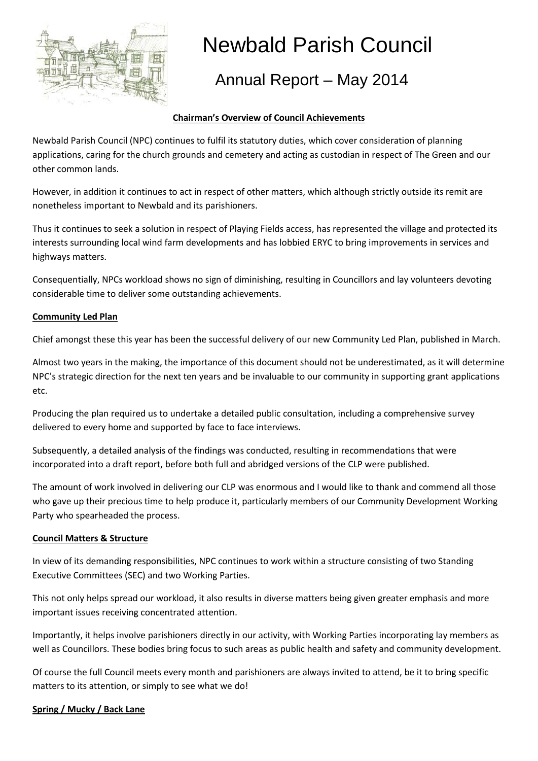# Newbald Parish Council

## Annual Report – May 2014

**Chairman's Overview of Council Achievements**

Newbald Parish Council (NPC) continues to fulfil its statutory duties, which cover consideration of planning applications, caring for the church grounds and cemetery and acting as custodian in respect of The Green and our other common lands.

However, in addition it continues to act in respect of other matters, which although strictly outside its remit are nonetheless important to Newbald and its parishioners.

Thus it continues to seek a solution in respect of Playing Fields access, has represented the village and protected its interests surrounding local wind farm developments and has lobbied ERYC to bring improvements in services and highways matters.

Consequentially, NPCs workload shows no sign of diminishing, resulting in Councillors and lay volunteers devoting considerable time to deliver some outstanding achievements.

**Community Led Plan**

Chief amongst these this year has been the successful delivery of our new Community Led Plan, published in March.

Almost two years in the making, the importance of this document should not be underestimated, as it will determine NPC's strategic direction for the next ten years and be invaluable to our community in supporting grant applications etc.

Producing the plan required us to undertake a detailed public consultation, including a comprehensive survey delivered to every home and supported by face to face interviews.

Subsequently, a detailed analysis of the findings was conducted, resulting in recommendations that were incorporated into a draft report, before both full and abridged versions of the CLP were published.

The amount of work involved in delivering our CLP was enormous and I would like to thank and commend all those who gave up their precious time to help produce it, particularly members of our Community Development Working Party who spearheaded the process.

**Council Matters & Structure**

In view of its demanding responsibilities, NPC continues to work within a structure consisting of two Standing Executive Committees (SEC) and two Working Parties.

This not only helps spread our workload, it also results in diverse matters being given greater emphasis and more important issues receiving concentrated attention.

Importantly, it helps involve parishioners directly in our activity, with Working Parties incorporating lay members as well as Councillors. These bodies bring focus to such areas as public health and safety and community development.

Of course the full Council meets every month and parishioners are always invited to attend, be it to bring specific matters to its attention, or simply to see what we do!

**Spring / Mucky / Back Lane**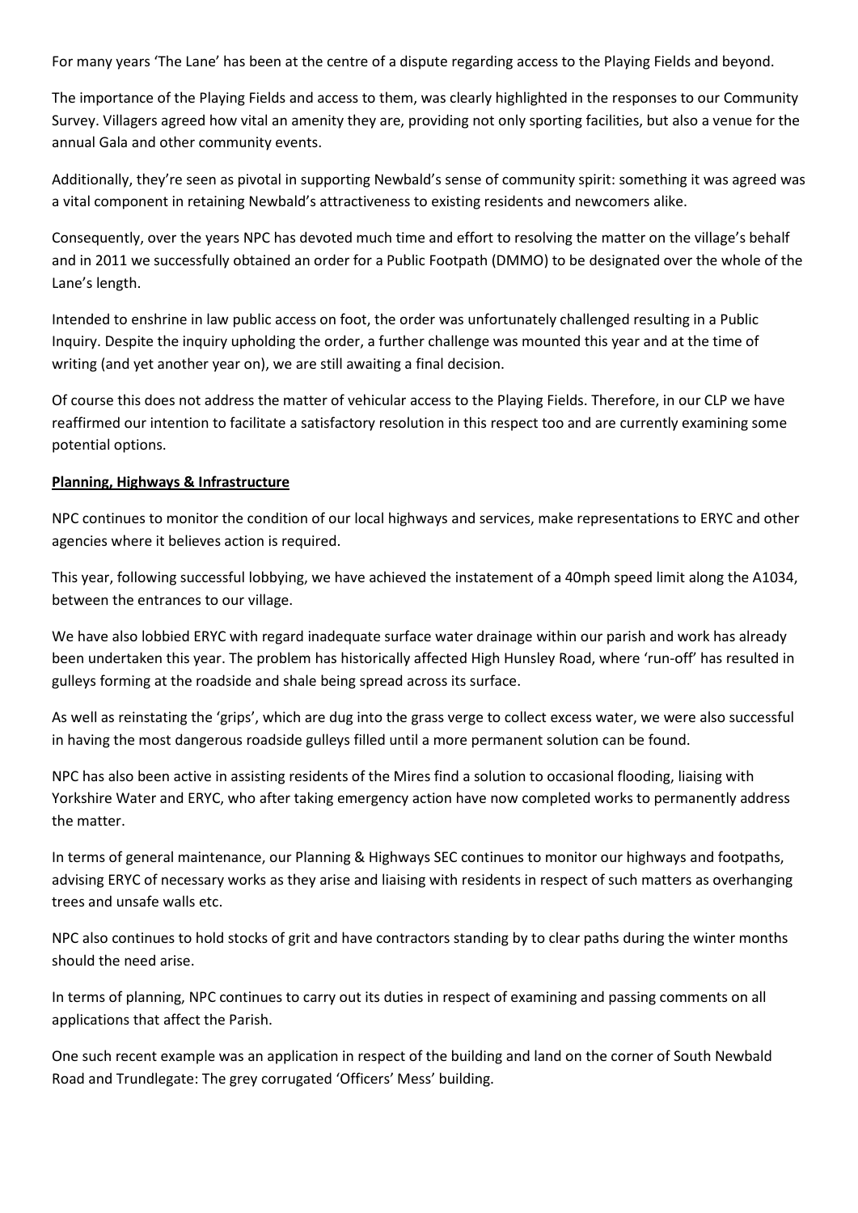For many years 'The Lane' has been at the centre of a dispute regarding access to the Playing Fields and beyond.

The importance of the Playing Fields and access to them, was clearly highlighted in the responses to our Community Survey. Villagers agreed how vital an amenity they are, providing not only sporting facilities, but also a venue for the annual Gala and other community events.

Additionally, they're seen as pivotal in supporting Newbald's sense of community spirit: something it was agreed was a vital component in retaining Newbald's attractiveness to existing residents and newcomers alike.

Consequently, over the years NPC has devoted much time and effort to resolving the matter on the village's behalf and in 2011 we successfully obtained an order for a Public Footpath (DMMO) to be designated over the whole of the Lane's length.

Intended to enshrine in law public access on foot, the order was unfortunately challenged resulting in a Public Inquiry. Despite the inquiry upholding the order, a further challenge was mounted this year and at the time of writing (and yet another year on), we are still awaiting a final decision.

Of course this does not address the matter of vehicular access to the Playing Fields. Therefore, in our CLP we have reaffirmed our intention to facilitate a satisfactory resolution in this respect too and are currently examining some potential options.

**Planning, Highways & Infrastructure**

NPC continues to monitor the condition of our local highways and services, make representations to ERYC and other agencies where it believes action is required.

This year, following successful lobbying, we have achieved the instatement of a 40mph speed limit along the A1034, between the entrances to our village.

We have also lobbied ERYC with regard inadequate surface water drainage within our parish and work has already been undertaken this year. The problem has historically affected High Hunsley Road, where 'run-off' has resulted in gulleys forming at the roadside and shale being spread across its surface.

As well as reinstating the 'grips', which are dug into the grass verge to collect excess water, we were also successful in having the most dangerous roadside gulleys filled until a more permanent solution can be found.

NPC has also been active in assisting residents of the Mires find a solution to occasional flooding, liaising with Yorkshire Water and ERYC, who after taking emergency action have now completed works to permanently address the matter.

In terms of general maintenance, our Planning & Highways SEC continues to monitor our highways and footpaths, advising ERYC of necessary works as they arise and liaising with residents in respect of such matters as overhanging trees and unsafe walls etc.

NPC also continues to hold stocks of grit and have contractors standing by to clear paths during the winter months should the need arise.

In terms of planning, NPC continues to carry out its duties in respect of examining and passing comments on all applications that affect the Parish.

One such recent example was an application in respect of the building and land on the corner of South Newbald Road and Trundlegate: The grey corrugated 'Officers' Mess' building.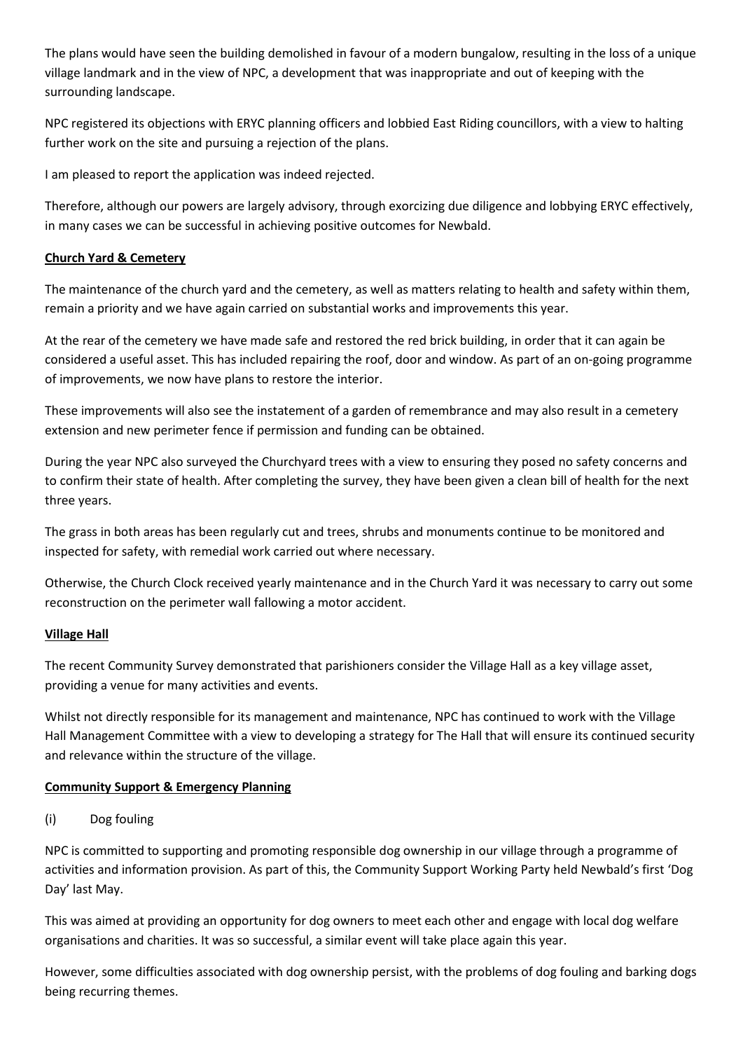The plans would have seen the building demolished in favour of a modern bungalow, resulting in the loss of a unique village landmark and in the view of NPC, a development that was inappropriate and out of keeping with the surrounding landscape.

NPC registered its objections with ERYC planning officers and lobbied East Riding councillors, with a view to halting further work on the site and pursuing a rejection of the plans.

I am pleased to report the application was indeed rejected.

Therefore, although our powers are largely advisory, through exorcizing due diligence and lobbying ERYC effectively, in many cases we can be successful in achieving positive outcomes for Newbald.

**Church Yard & Cemetery**

The maintenance of the church yard and the cemetery, as well as matters relating to health and safety within them, remain a priority and we have again carried on substantial works and improvements this year.

At the rear of the cemetery we have made safe and restored the red brick building, in order that it can again be considered a useful asset. This has included repairing the roof, door and window. As part of an on-going programme of improvements, we now have plans to restore the interior.

These improvements will also see the instatement of a garden of remembrance and may also result in a cemetery extension and new perimeter fence if permission and funding can be obtained.

During the year NPC also surveyed the Churchyard trees with a view to ensuring they posed no safety concerns and to confirm their state of health. After completing the survey, they have been given a clean bill of health for the next three years.

The grass in both areas has been regularly cut and trees, shrubs and monuments continue to be monitored and inspected for safety, with remedial work carried out where necessary.

Otherwise, the Church Clock received yearly maintenance and in the Church Yard it was necessary to carry out some reconstruction on the perimeter wall fallowing a motor accident.

**Village Hall**

The recent Community Survey demonstrated that parishioners consider the Village Hall as a key village asset, providing a venue for many activities and events.

Whilst not directly responsible for its management and maintenance, NPC has continued to work with the Village Hall Management Committee with a view to developing a strategy for The Hall that will ensure its continued security and relevance within the structure of the village.

**Community Support & Emergency Planning**

(i) Dog fouling

NPC is committed to supporting and promoting responsible dog ownership in our village through a programme of activities and information provision. As part of this, the Community Support Working Party held Newbald's first 'Dog Day' last May.

This was aimed at providing an opportunity for dog owners to meet each other and engage with local dog welfare organisations and charities. It was so successful, a similar event will take place again this year.

However, some difficulties associated with dog ownership persist, with the problems of dog fouling and barking dogs being recurring themes.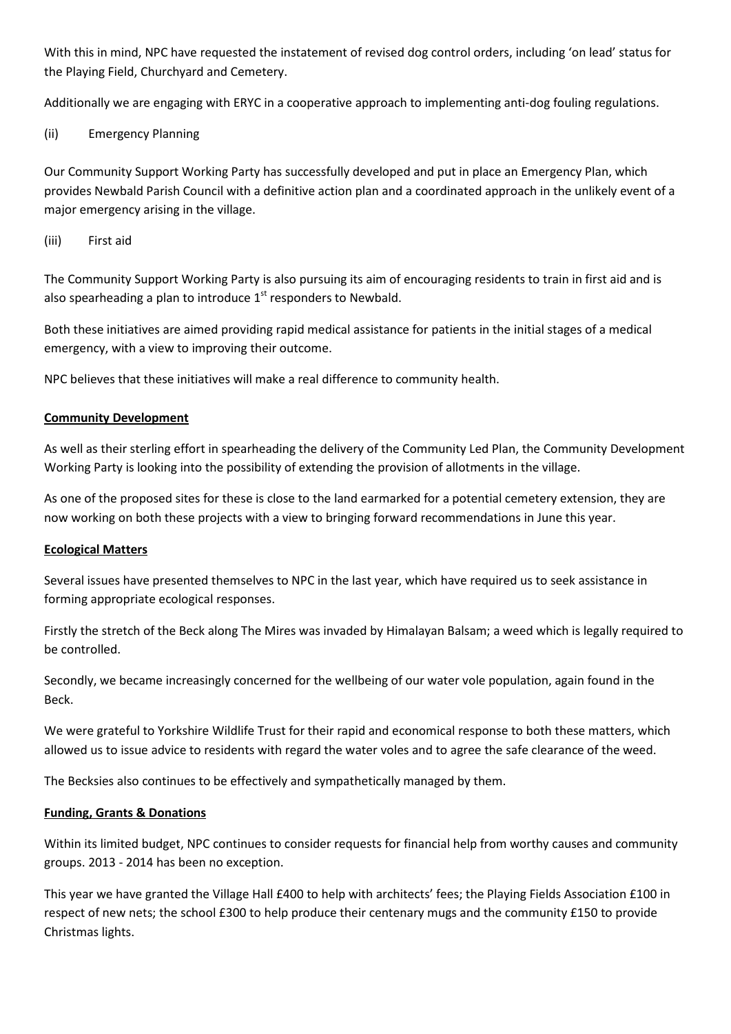With this in mind, NPC have requested the instatement of revised dog control orders, including 'on lead' status for the Playing Field, Churchyard and Cemetery.

Additionally we are engaging with ERYC in a cooperative approach to implementing anti-dog fouling regulations.

(ii) Emergency Planning

Our Community Support Working Party has successfully developed and put in place an Emergency Plan, which provides Newbald Parish Council with a definitive action plan and a coordinated approach in the unlikely event of a major emergency arising in the village.

(iii) First aid

The Community Support Working Party is also pursuing its aim of encouraging residents to train in first aid and is also spearheading a plan to introduce 1st responders to Newbald.

Both these initiatives are aimed providing rapid medical assistance for patients in the initial stages of a medical emergency, with a view to improving their outcome.

NPC believes that these initiatives will make a real difference to community health.

**Community Development**

As well as their sterling effort in spearheading the delivery of the Community Led Plan, the Community Development Working Party is looking into the possibility of extending the provision of allotments in the village.

As one of the proposed sites for these is close to the land earmarked for a potential cemetery extension, they are now working on both these projects with a view to bringing forward recommendations in June this year.

**Ecological Matters**

Several issues have presented themselves to NPC in the last year, which have required us to seek assistance in forming appropriate ecological responses.

Firstly the stretch of the Beck along The Mires was invaded by Himalayan Balsam; a weed which is legally required to be controlled.

Secondly, we became increasingly concerned for the wellbeing of our water vole population, again found in the Beck.

We were grateful to Yorkshire Wildlife Trust for their rapid and economical response to both these matters, which allowed us to issue advice to residents with regard the water voles and to agree the safe clearance of the weed.

The Becksies also continues to be effectively and sympathetically managed by them.

**Funding, Grants & Donations**

Within its limited budget, NPC continues to consider requests for financial help from worthy causes and community groups. 2013 - 2014 has been no exception.

This year we have granted the Village Hall £400 to help with architects' fees; the Playing Fields Association £100 in respect of new nets; the school £300 to help produce their centenary mugs and the community £150 to provide Christmas lights.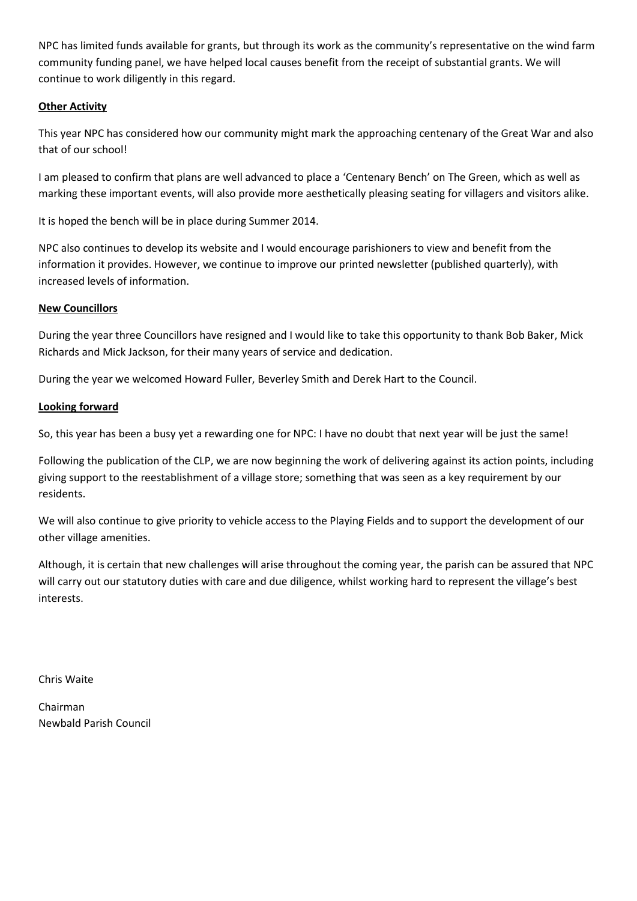NPC has limited funds available for grants, but through its work as the community's representative on the wind farm community funding panel, we have helped local causes benefit from the receipt of substantial grants. We will continue to work diligently in this regard.

**Other Activity**

This year NPC has considered how our community might mark the approaching centenary of the Great War and also that of our school!

I am pleased to confirm that plans are well advanced to place a 'Centenary Bench' on The Green, which as well as marking these important events, will also provide more aesthetically pleasing seating for villagers and visitors alike.

It is hoped the bench will be in place during Summer 2014.

NPC also continues to develop its website and I would encourage parishioners to view and benefit from the information it provides. However, we continue to improve our printed newsletter (published quarterly), with increased levels of information.

**New Councillors**

During the year three Councillors have resigned and I would like to take this opportunity to thank Bob Baker, Mick Richards and Mick Jackson, for their many years of service and dedication.

During the year we welcomed Howard Fuller, Beverley Smith and Derek Hart to the Council.

**Looking forward**

So, this year has been a busy yet a rewarding one for NPC: I have no doubt that next year will be just the same!

Following the publication of the CLP, we are now beginning the work of delivering against its action points, including giving support to the reestablishment of a village store; something that was seen as a key requirement by our residents.

We will also continue to give priority to vehicle access to the Playing Fields and to support the development of our other village amenities.

Although, it is certain that new challenges will arise throughout the coming year, the parish can be assured that NPC will carry out our statutory duties with care and due diligence, whilst working hard to represent the village's best interests.

Chris Waite

Chairman
Newbald Parish Council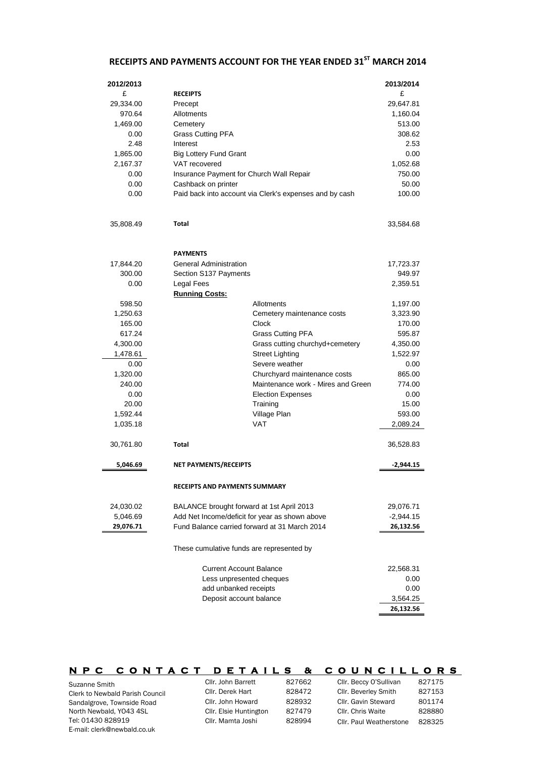# RECEIPTS AND PAYMENTS ACCOUNT FOR THE YEAR ENDED 31ST MARCH 2014

| 2012/2013 | | 2013/2014 |
|---|---|---|
| £ | **RECEIPTS** | £ |
| 29,334.00 | Precept | 29,647.81 |
| 970.64 | Allotments | 1,160.04 |
| 1,469.00 | Cemetery | 513.00 |
| 0.00 | Grass Cutting PFA | 308.62 |
| 2.48 | Interest | 2.53 |
| 1,865.00 | Big Lottery Fund Grant | 0.00 |
| 2,167.37 | VAT recovered | 1,052.68 |
| 0.00 | Insurance Payment for Church Wall Repair | 750.00 |
| 0.00 | Cashback on printer | 50.00 |
| 0.00 | Paid back into account via Clerk's expenses and by cash | 100.00 |
| 35,808.49 | **Total** | 33,584.68 |
| | **PAYMENTS** | |
| 17,844.20 | General Administration | 17,723.37 |
| 300.00 | Section S137 Payments | 949.97 |
| 0.00 | Legal Fees | 2,359.51 |
| | **Running Costs:** | |
| 598.50 | Allotments | 1,197.00 |
| 1,250.63 | Cemetery maintenance costs | 3,323.90 |
| 165.00 | Clock | 170.00 |
| 617.24 | Grass Cutting PFA | 595.87 |
| 4,300.00 | Grass cutting churchyd+cemetery | 4,350.00 |
| 1,478.61 | Street Lighting | 1,522.97 |
| 0.00 | Severe weather | 0.00 |
| 1,320.00 | Churchyard maintenance costs | 865.00 |
| 240.00 | Maintenance work - Mires and Green | 774.00 |
| 0.00 | Election Expenses | 0.00 |
| 20.00 | Training | 15.00 |
| 1,592.44 | Village Plan | 593.00 |
| 1,035.18 | VAT | 2,089.24 |
| 30,761.80 | **Total** | 36,528.83 |
| **5,046.69** | **NET PAYMENTS/RECEIPTS** | **-2,944.15** |

**RECEIPTS AND PAYMENTS SUMMARY**

| | | |
|---|---|---|
| 24,030.02 | BALANCE brought forward at 1st April 2013 | 29,076.71 |
| 5,046.69 | Add Net Income/deficit for year as shown above | -2,944.15 |
| **29,076.71** | Fund Balance carried forward at 31 March 2014 | **26,132.56** |

These cumulative funds are represented by

| | |
|---|---|
| Current Account Balance | 22,568.31 |
| Less unpresented cheques | 0.00 |
| add unbanked receipts | 0.00 |
| Deposit account balance | 3,564.25 |
| | **26,132.56** |

## NPC CONTACT DETAILS & COUNCILLORS

Suzanne Smith
Clerk to Newbald Parish Council
Sandalgrove, Townside Road
North Newbald, YO43 4SL
Tel: 01430 828919
E-mail: clerk@newbald.co.uk

| | | | |
|---|---|---|---|
| Cllr. John Barrett | 827662 | Cllr. Beccy O'Sullivan | 827175 |
| Cllr. Derek Hart | 828472 | Cllr. Beverley Smith | 827153 |
| Cllr. John Howard | 828932 | Cllr. Gavin Steward | 801174 |
| Cllr. Elsie Huntington | 827479 | Cllr. Chris Waite | 828880 |
| Cllr. Mamta Joshi | 828994 | Cllr. Paul Weatherstone | 828325 |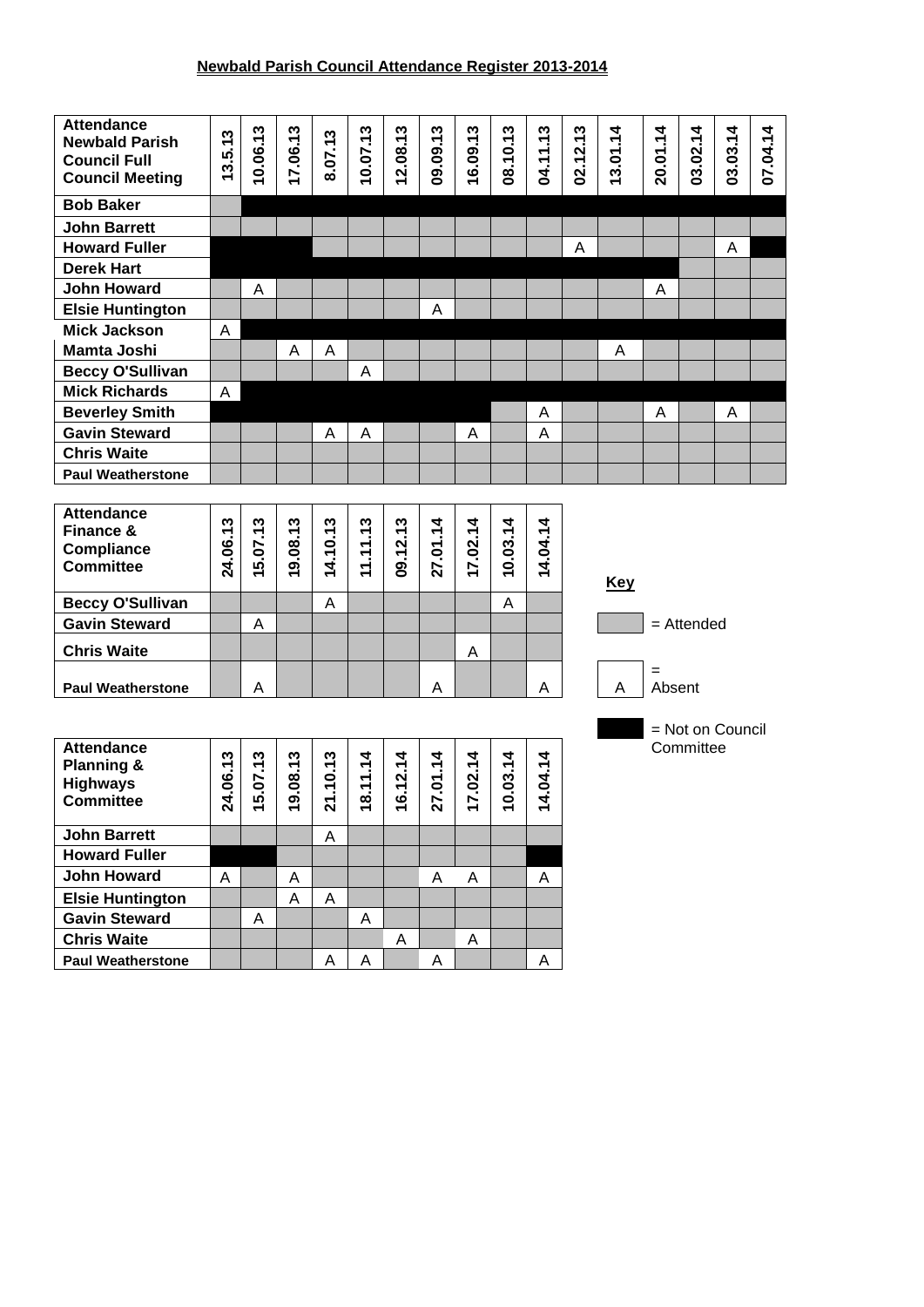## Newbald Parish Council Attendance Register 2013-2014

| Attendance Newbald Parish Council Full Council Meeting | 13.5.13 | 10.06.13 | 17.06.13 | 8.07.13 | 10.07.13 | 12.08.13 | 09.09.13 | 16.09.13 | 08.10.13 | 04.11.13 | 02.12.13 | 13.01.14 | 20.01.14 | 03.02.14 | 03.03.14 | 07.04.14 |
|---|---|---|---|---|---|---|---|---|---|---|---|---|---|---|---|---|
| Bob Baker | | | | | | | | | | | | | | | | |
| John Barrett | | | | | | | | | | | | | | | | |
| Howard Fuller | | | | | | | | | | | A | | | | A | |
| Derek Hart | | | | | | | | | | | | | | | | |
| John Howard | | A | | | | | | | | | | | A | | | |
| Elsie Huntington | | | | | | | A | | | | | | | | | |
| Mick Jackson | A | | | | | | | | | | | | | | | |
| Mamta Joshi | | | A | A | | | | | | | | A | | | | |
| Beccy O'Sullivan | | | | | A | | | | | | | | | | | |
| Mick Richards | A | | | | | | | | | | | | | | | |
| Beverley Smith | | | | | | | | | | A | | | A | | A | |
| Gavin Steward | | | | A | A | | | A | | A | | | | | | |
| Chris Waite | | | | | | | | | | | | | | | | |
| Paul Weatherstone | | | | | | | | | | | | | | | | |

| Attendance Finance & Compliance Committee | 24.06.13 | 15.07.13 | 19.08.13 | 14.10.13 | 11.11.13 | 09.12.13 | 27.01.14 | 17.02.14 | 10.03.14 | 14.04.14 |
|---|---|---|---|---|---|---|---|---|---|---|
| Beccy O'Sullivan | | | | A | | | | | A | |
| Gavin Steward | | A | | | | | | | | |
| Chris Waite | | | | | | | | A | | |
| Paul Weatherstone | | A | | | | | A | | | A |

| Attendance Planning & Highways Committee | 24.06.13 | 15.07.13 | 19.08.13 | 21.10.13 | 18.11.14 | 16.12.14 | 27.01.14 | 17.02.14 | 10.03.14 | 14.04.14 |
|---|---|---|---|---|---|---|---|---|---|---|
| John Barrett | | | | A | | | | | | |
| Howard Fuller | | | | | | | | | | |
| John Howard | A | | A | | | | A | A | | A |
| Elsie Huntington | | | A | A | | | | | | |
| Gavin Steward | | A | | | A | | | | | |
| Chris Waite | | | | | | A | | A | | |
| Paul Weatherstone | | | | A | A | | A | | | A |

**Key**

= Attended

A = Absent

= Not on Council Committee